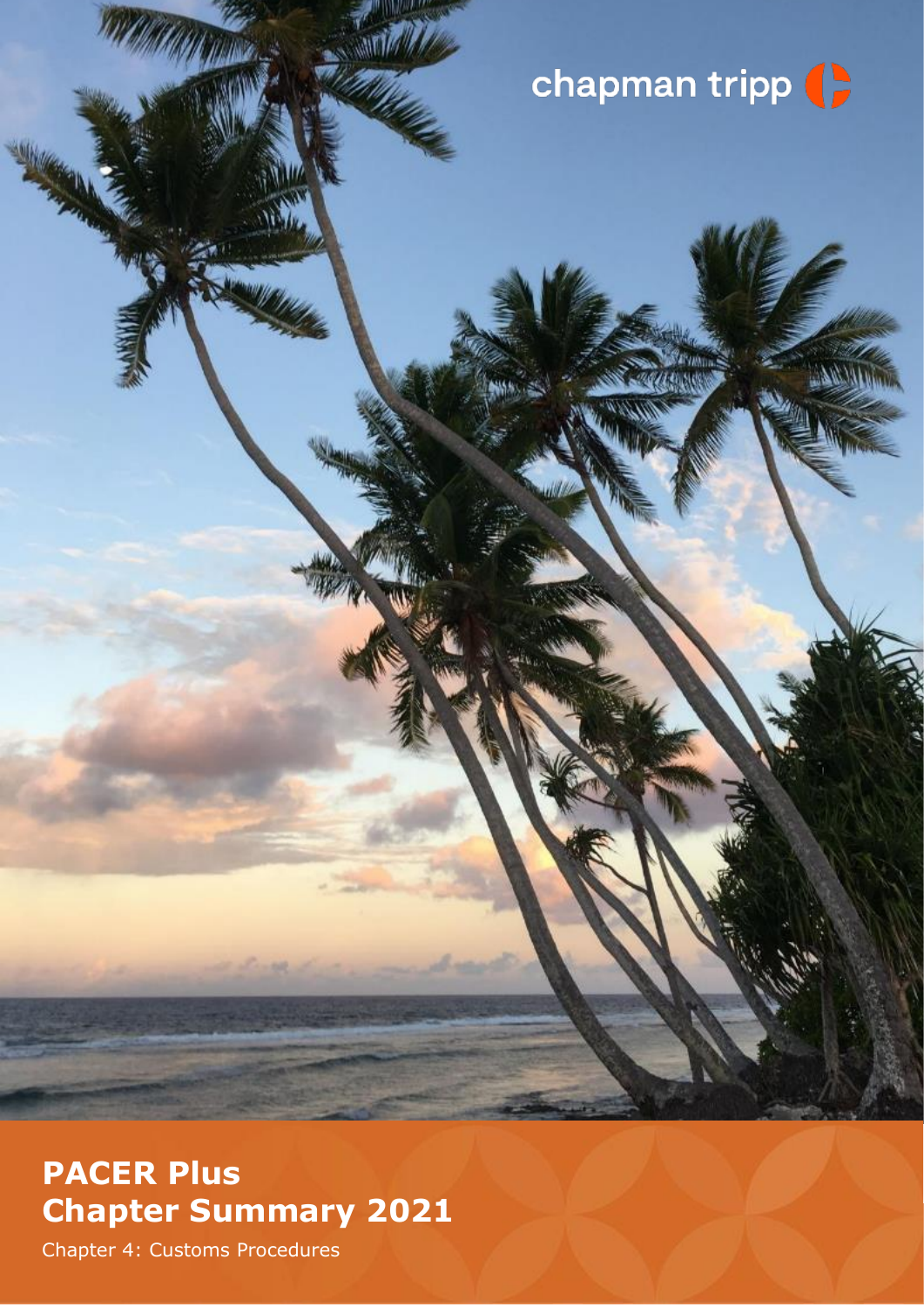chapman tripp

# PACER Plus Chapter Summary 2021

Chapter 4: Customs Procedures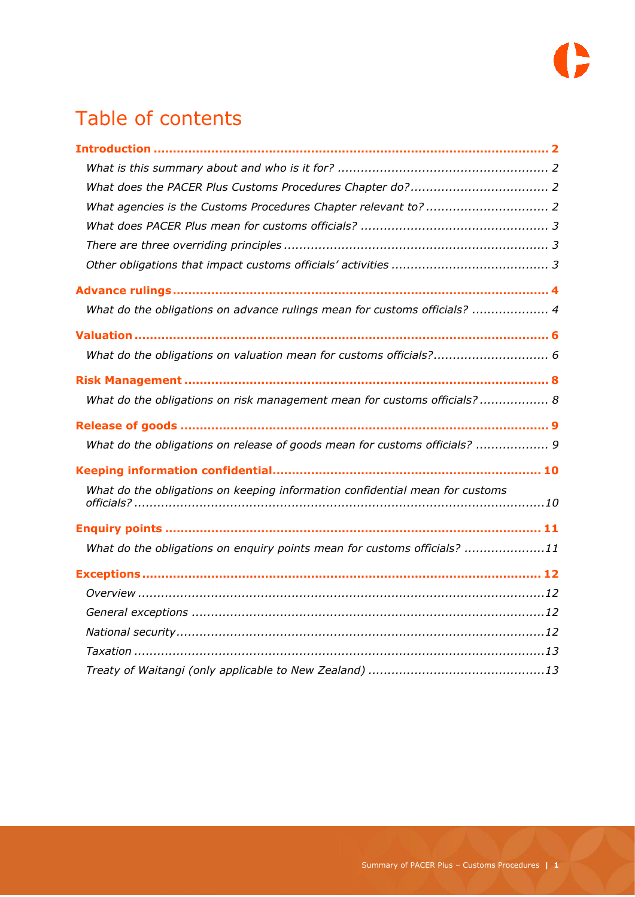# Table of contents

**Introduction** ..... 2

*What is this summary about and who is it for?* ..... 2

*What does the PACER Plus Customs Procedures Chapter do?* ..... 2

*What agencies is the Customs Procedures Chapter relevant to?* ..... 2

*What does PACER Plus mean for customs officials?* ..... 3

*There are three overriding principles* ..... 3

*Other obligations that impact customs officials' activities* ..... 3

**Advance rulings** ..... 4

*What do the obligations on advance rulings mean for customs officials?* ..... 4

**Valuation** ..... 6

*What do the obligations on valuation mean for customs officials?* ..... 6

**Risk Management** ..... 8

*What do the obligations on risk management mean for customs officials?* ..... 8

**Release of goods** ..... 9

*What do the obligations on release of goods mean for customs officials?* ..... 9

**Keeping information confidential** ..... 10

*What do the obligations on keeping information confidential mean for customs officials?* ..... 10

**Enquiry points** ..... 11

*What do the obligations on enquiry points mean for customs officials?* ..... 11

**Exceptions** ..... 12

*Overview* ..... 12

*General exceptions* ..... 12

*National security* ..... 12

*Taxation* ..... 13

*Treaty of Waitangi (only applicable to New Zealand)* ..... 13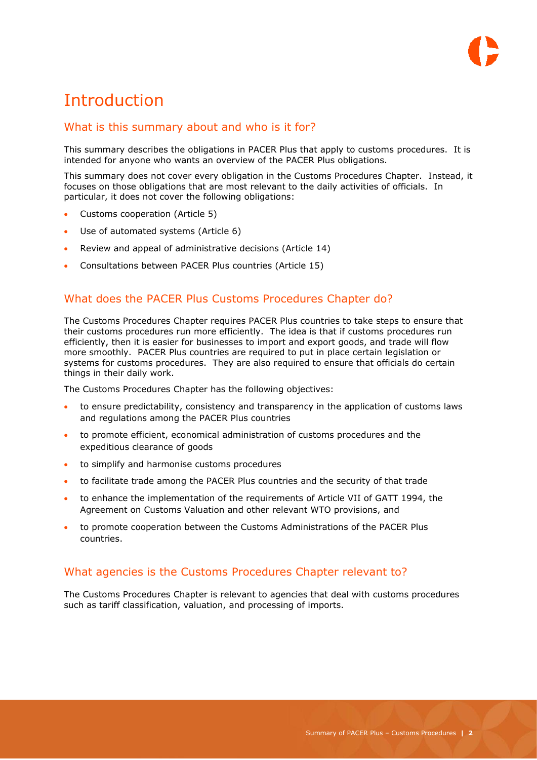# Introduction

## What is this summary about and who is it for?

This summary describes the obligations in PACER Plus that apply to customs procedures. It is intended for anyone who wants an overview of the PACER Plus obligations.

This summary does not cover every obligation in the Customs Procedures Chapter. Instead, it focuses on those obligations that are most relevant to the daily activities of officials. In particular, it does not cover the following obligations:

- Customs cooperation (Article 5)
- Use of automated systems (Article 6)
- Review and appeal of administrative decisions (Article 14)
- Consultations between PACER Plus countries (Article 15)

## What does the PACER Plus Customs Procedures Chapter do?

The Customs Procedures Chapter requires PACER Plus countries to take steps to ensure that their customs procedures run more efficiently. The idea is that if customs procedures run efficiently, then it is easier for businesses to import and export goods, and trade will flow more smoothly. PACER Plus countries are required to put in place certain legislation or systems for customs procedures. They are also required to ensure that officials do certain things in their daily work.

The Customs Procedures Chapter has the following objectives:

- to ensure predictability, consistency and transparency in the application of customs laws and regulations among the PACER Plus countries
- to promote efficient, economical administration of customs procedures and the expeditious clearance of goods
- to simplify and harmonise customs procedures
- to facilitate trade among the PACER Plus countries and the security of that trade
- to enhance the implementation of the requirements of Article VII of GATT 1994, the Agreement on Customs Valuation and other relevant WTO provisions, and
- to promote cooperation between the Customs Administrations of the PACER Plus countries.

## What agencies is the Customs Procedures Chapter relevant to?

The Customs Procedures Chapter is relevant to agencies that deal with customs procedures such as tariff classification, valuation, and processing of imports.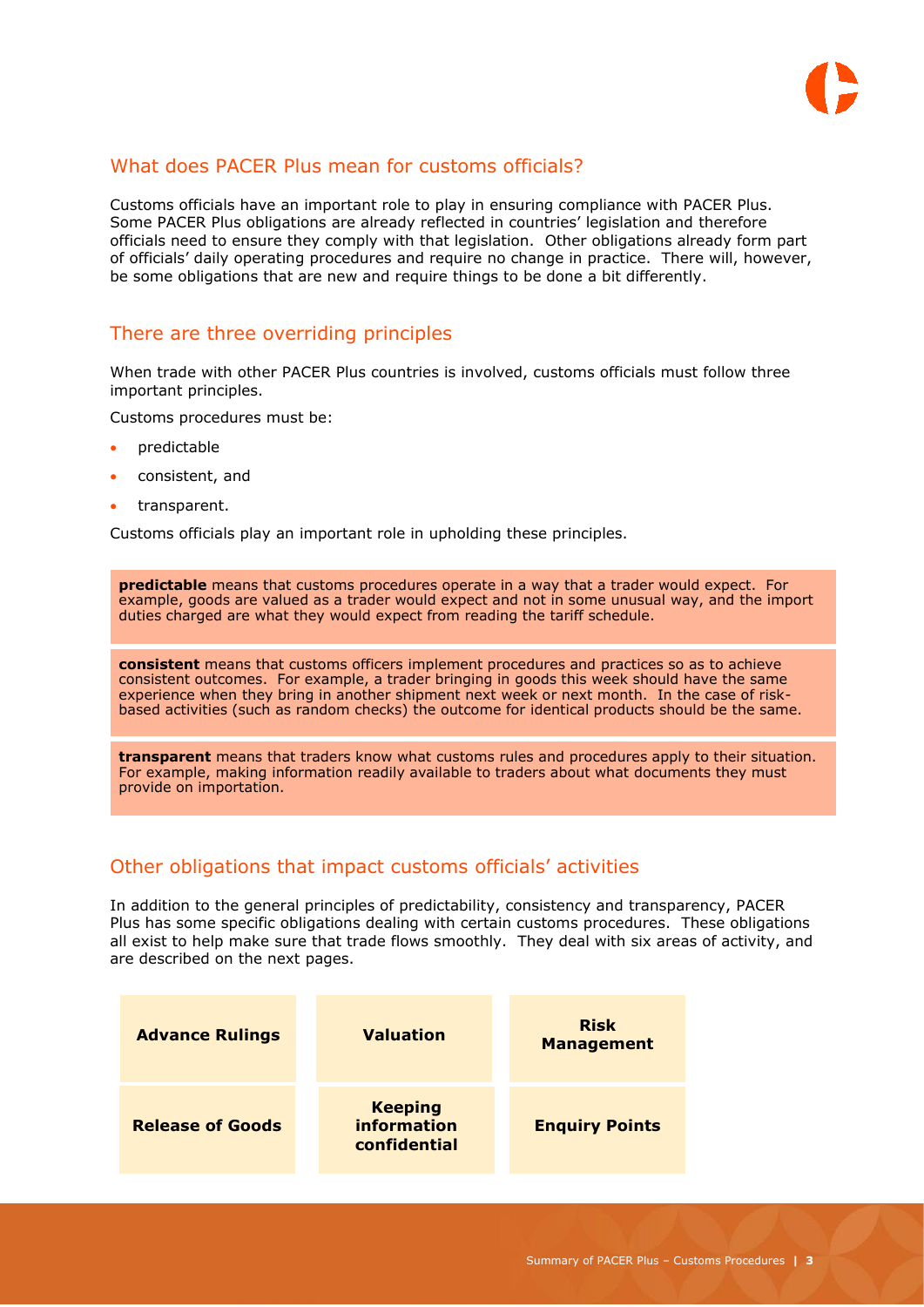## What does PACER Plus mean for customs officials?

Customs officials have an important role to play in ensuring compliance with PACER Plus. Some PACER Plus obligations are already reflected in countries' legislation and therefore officials need to ensure they comply with that legislation. Other obligations already form part of officials' daily operating procedures and require no change in practice. There will, however, be some obligations that are new and require things to be done a bit differently.

## There are three overriding principles

When trade with other PACER Plus countries is involved, customs officials must follow three important principles.

Customs procedures must be:

- predictable
- consistent, and
- transparent.

Customs officials play an important role in upholding these principles.

**predictable** means that customs procedures operate in a way that a trader would expect. For example, goods are valued as a trader would expect and not in some unusual way, and the import duties charged are what they would expect from reading the tariff schedule.

**consistent** means that customs officers implement procedures and practices so as to achieve consistent outcomes. For example, a trader bringing in goods this week should have the same experience when they bring in another shipment next week or next month. In the case of risk-based activities (such as random checks) the outcome for identical products should be the same.

**transparent** means that traders know what customs rules and procedures apply to their situation. For example, making information readily available to traders about what documents they must provide on importation.

## Other obligations that impact customs officials' activities

In addition to the general principles of predictability, consistency and transparency, PACER Plus has some specific obligations dealing with certain customs procedures. These obligations all exist to help make sure that trade flows smoothly. They deal with six areas of activity, and are described on the next pages.

| | | |
|---|---|---|
| **Advance Rulings** | **Valuation** | **Risk Management** |
| **Release of Goods** | **Keeping information confidential** | **Enquiry Points** |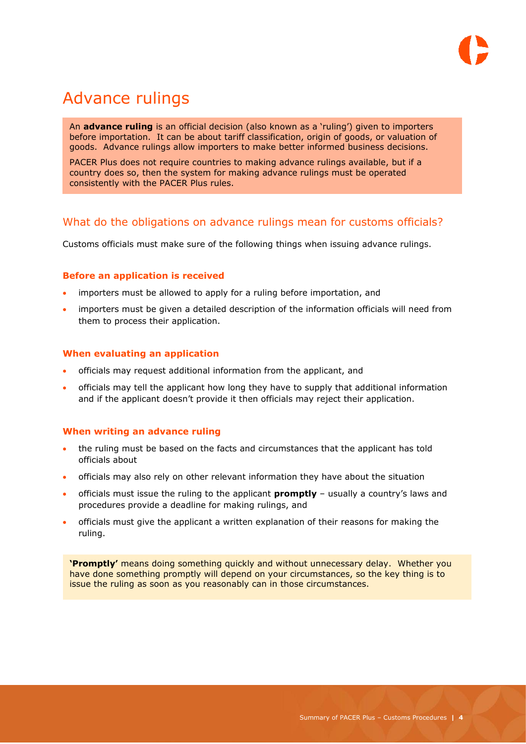# Advance rulings

An **advance ruling** is an official decision (also known as a 'ruling') given to importers before importation. It can be about tariff classification, origin of goods, or valuation of goods. Advance rulings allow importers to make better informed business decisions.

PACER Plus does not require countries to making advance rulings available, but if a country does so, then the system for making advance rulings must be operated consistently with the PACER Plus rules.

## What do the obligations on advance rulings mean for customs officials?

Customs officials must make sure of the following things when issuing advance rulings.

### Before an application is received

- importers must be allowed to apply for a ruling before importation, and
- importers must be given a detailed description of the information officials will need from them to process their application.

### When evaluating an application

- officials may request additional information from the applicant, and
- officials may tell the applicant how long they have to supply that additional information and if the applicant doesn't provide it then officials may reject their application.

### When writing an advance ruling

- the ruling must be based on the facts and circumstances that the applicant has told officials about
- officials may also rely on other relevant information they have about the situation
- officials must issue the ruling to the applicant **promptly** – usually a country's laws and procedures provide a deadline for making rulings, and
- officials must give the applicant a written explanation of their reasons for making the ruling.

**'Promptly'** means doing something quickly and without unnecessary delay. Whether you have done something promptly will depend on your circumstances, so the key thing is to issue the ruling as soon as you reasonably can in those circumstances.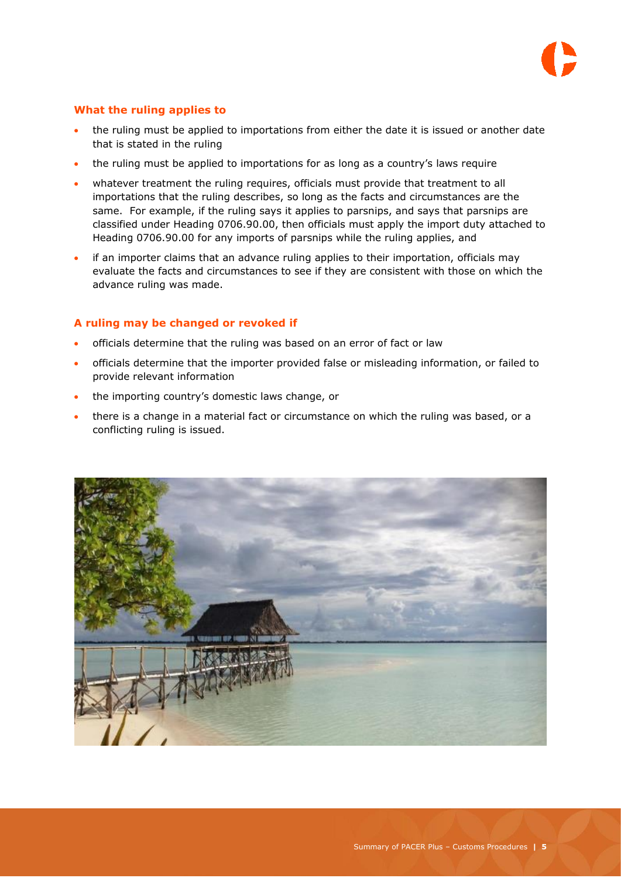### What the ruling applies to

- the ruling must be applied to importations from either the date it is issued or another date that is stated in the ruling
- the ruling must be applied to importations for as long as a country's laws require
- whatever treatment the ruling requires, officials must provide that treatment to all importations that the ruling describes, so long as the facts and circumstances are the same. For example, if the ruling says it applies to parsnips, and says that parsnips are classified under Heading 0706.90.00, then officials must apply the import duty attached to Heading 0706.90.00 for any imports of parsnips while the ruling applies, and
- if an importer claims that an advance ruling applies to their importation, officials may evaluate the facts and circumstances to see if they are consistent with those on which the advance ruling was made.

### A ruling may be changed or revoked if

- officials determine that the ruling was based on an error of fact or law
- officials determine that the importer provided false or misleading information, or failed to provide relevant information
- the importing country's domestic laws change, or
- there is a change in a material fact or circumstance on which the ruling was based, or a conflicting ruling is issued.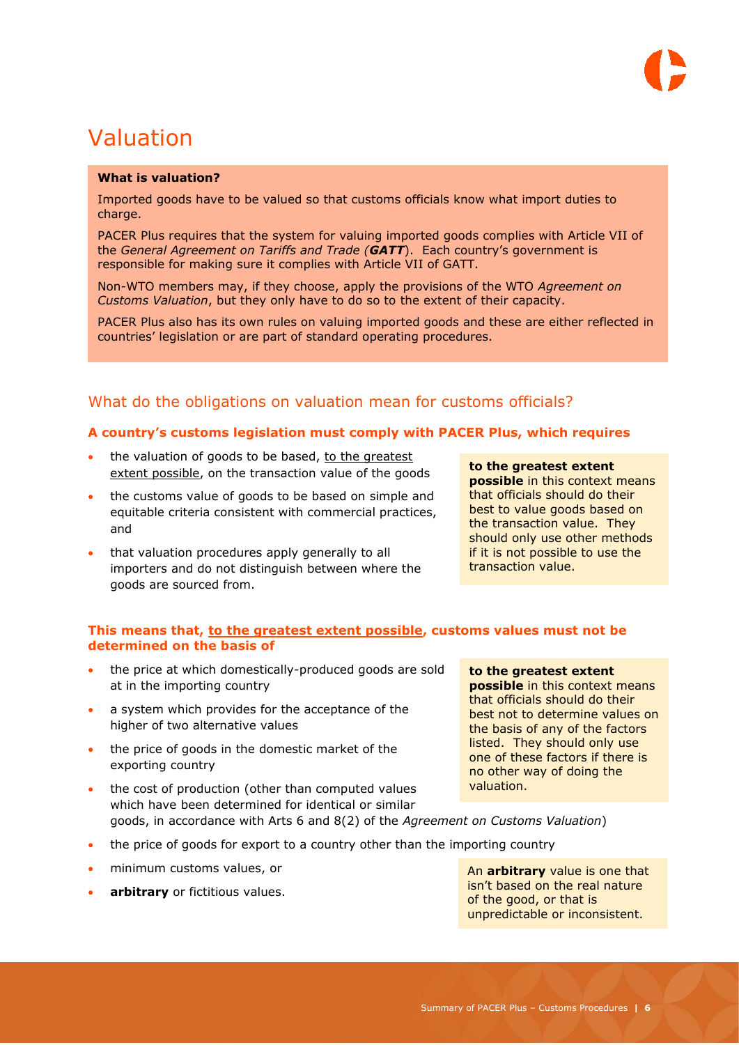# Valuation

**What is valuation?**

Imported goods have to be valued so that customs officials know what import duties to charge.

PACER Plus requires that the system for valuing imported goods complies with Article VII of the *General Agreement on Tariffs and Trade (**GATT**)*. Each country's government is responsible for making sure it complies with Article VII of GATT.

Non-WTO members may, if they choose, apply the provisions of the WTO *Agreement on Customs Valuation*, but they only have to do so to the extent of their capacity.

PACER Plus also has its own rules on valuing imported goods and these are either reflected in countries' legislation or are part of standard operating procedures.

## What do the obligations on valuation mean for customs officials?

### A country's customs legislation must comply with PACER Plus, which requires

- the valuation of goods to be based, <u>to the greatest extent possible</u>, on the transaction value of the goods
- the customs value of goods to be based on simple and equitable criteria consistent with commercial practices, and
- that valuation procedures apply generally to all importers and do not distinguish between where the goods are sourced from.

**to the greatest extent possible** in this context means that officials should do their best to value goods based on the transaction value. They should only use other methods if it is not possible to use the transaction value.

### This means that, <u>to the greatest extent possible</u>, customs values must not be determined on the basis of

- the price at which domestically-produced goods are sold at in the importing country
- a system which provides for the acceptance of the higher of two alternative values
- the price of goods in the domestic market of the exporting country
- the cost of production (other than computed values which have been determined for identical or similar goods, in accordance with Arts 6 and 8(2) of the *Agreement on Customs Valuation*)
- the price of goods for export to a country other than the importing country
- minimum customs values, or
- **arbitrary** or fictitious values.

**to the greatest extent possible** in this context means that officials should do their best not to determine values on the basis of any of the factors listed. They should only use one of these factors if there is no other way of doing the valuation.

An **arbitrary** value is one that isn't based on the real nature of the good, or that is unpredictable or inconsistent.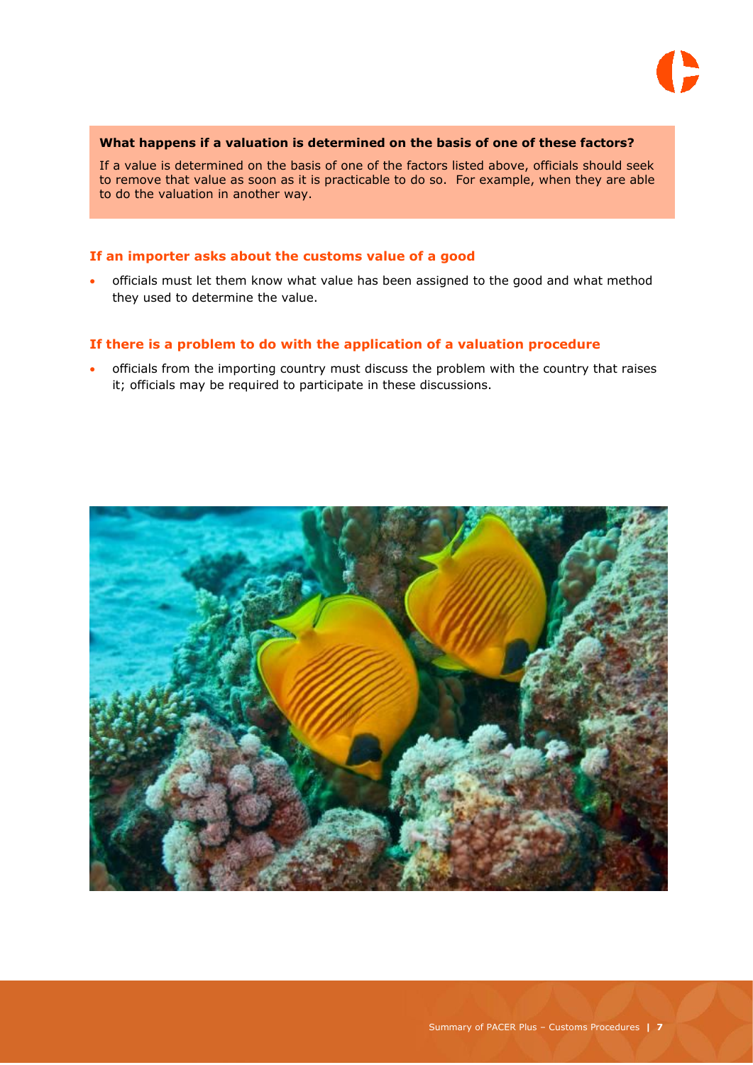**What happens if a valuation is determined on the basis of one of these factors?**

If a value is determined on the basis of one of the factors listed above, officials should seek to remove that value as soon as it is practicable to do so. For example, when they are able to do the valuation in another way.

### If an importer asks about the customs value of a good

- officials must let them know what value has been assigned to the good and what method they used to determine the value.

### If there is a problem to do with the application of a valuation procedure

- officials from the importing country must discuss the problem with the country that raises it; officials may be required to participate in these discussions.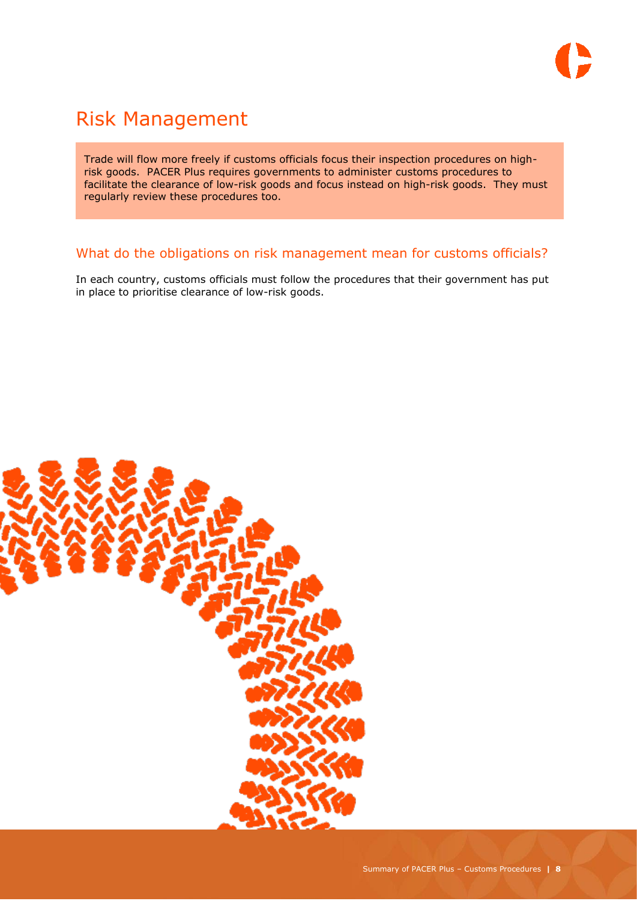# Risk Management

Trade will flow more freely if customs officials focus their inspection procedures on high-risk goods. PACER Plus requires governments to administer customs procedures to facilitate the clearance of low-risk goods and focus instead on high-risk goods. They must regularly review these procedures too.

## What do the obligations on risk management mean for customs officials?

In each country, customs officials must follow the procedures that their government has put in place to prioritise clearance of low-risk goods.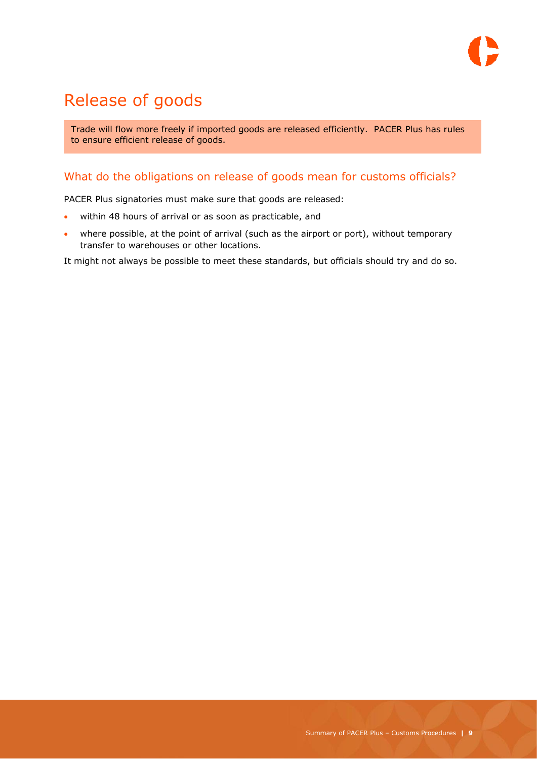# Release of goods

Trade will flow more freely if imported goods are released efficiently. PACER Plus has rules to ensure efficient release of goods.

## What do the obligations on release of goods mean for customs officials?

PACER Plus signatories must make sure that goods are released:

- within 48 hours of arrival or as soon as practicable, and
- where possible, at the point of arrival (such as the airport or port), without temporary transfer to warehouses or other locations.

It might not always be possible to meet these standards, but officials should try and do so.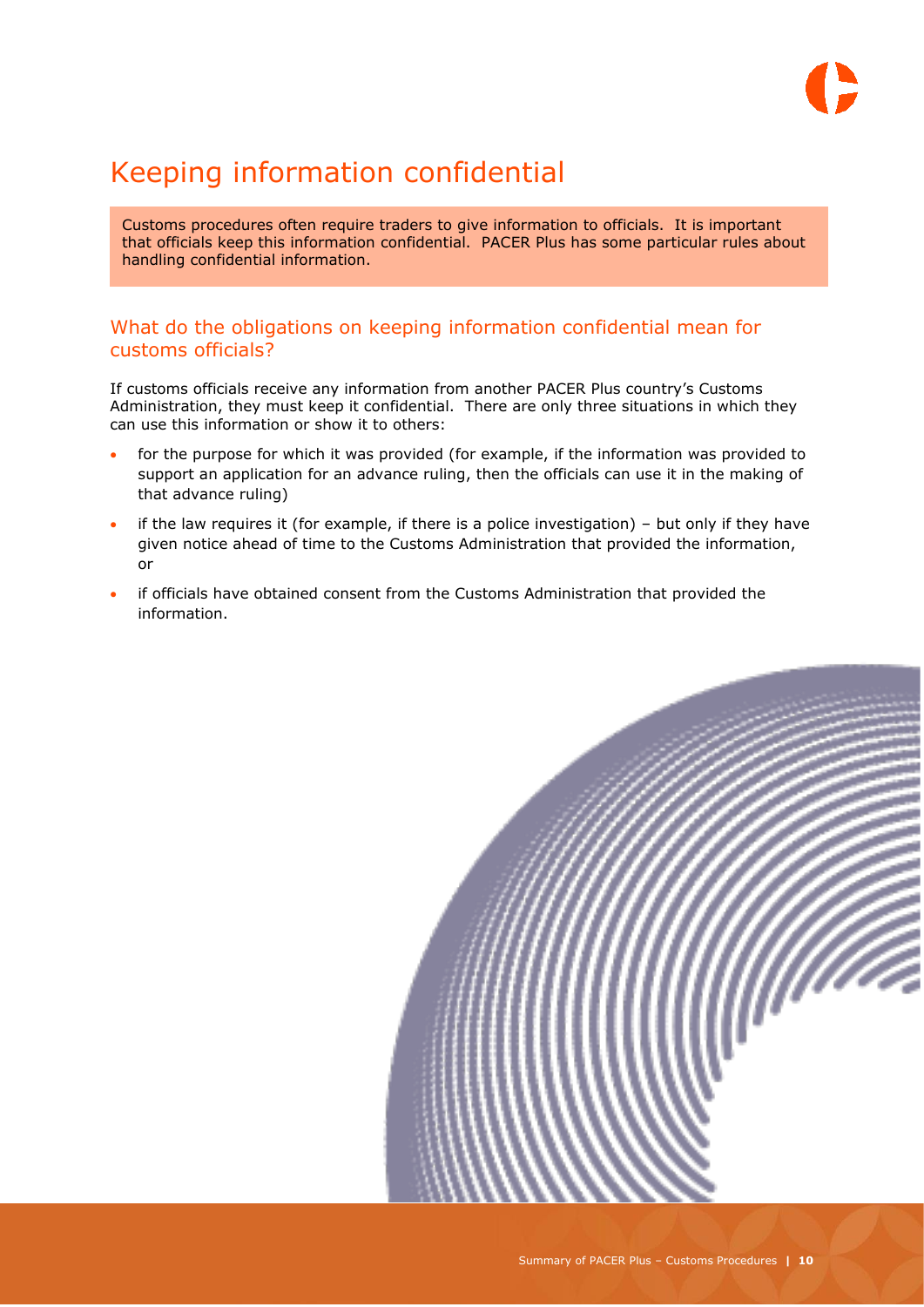# Keeping information confidential

Customs procedures often require traders to give information to officials. It is important that officials keep this information confidential. PACER Plus has some particular rules about handling confidential information.

## What do the obligations on keeping information confidential mean for customs officials?

If customs officials receive any information from another PACER Plus country's Customs Administration, they must keep it confidential. There are only three situations in which they can use this information or show it to others:

- for the purpose for which it was provided (for example, if the information was provided to support an application for an advance ruling, then the officials can use it in the making of that advance ruling)
- if the law requires it (for example, if there is a police investigation) – but only if they have given notice ahead of time to the Customs Administration that provided the information, or
- if officials have obtained consent from the Customs Administration that provided the information.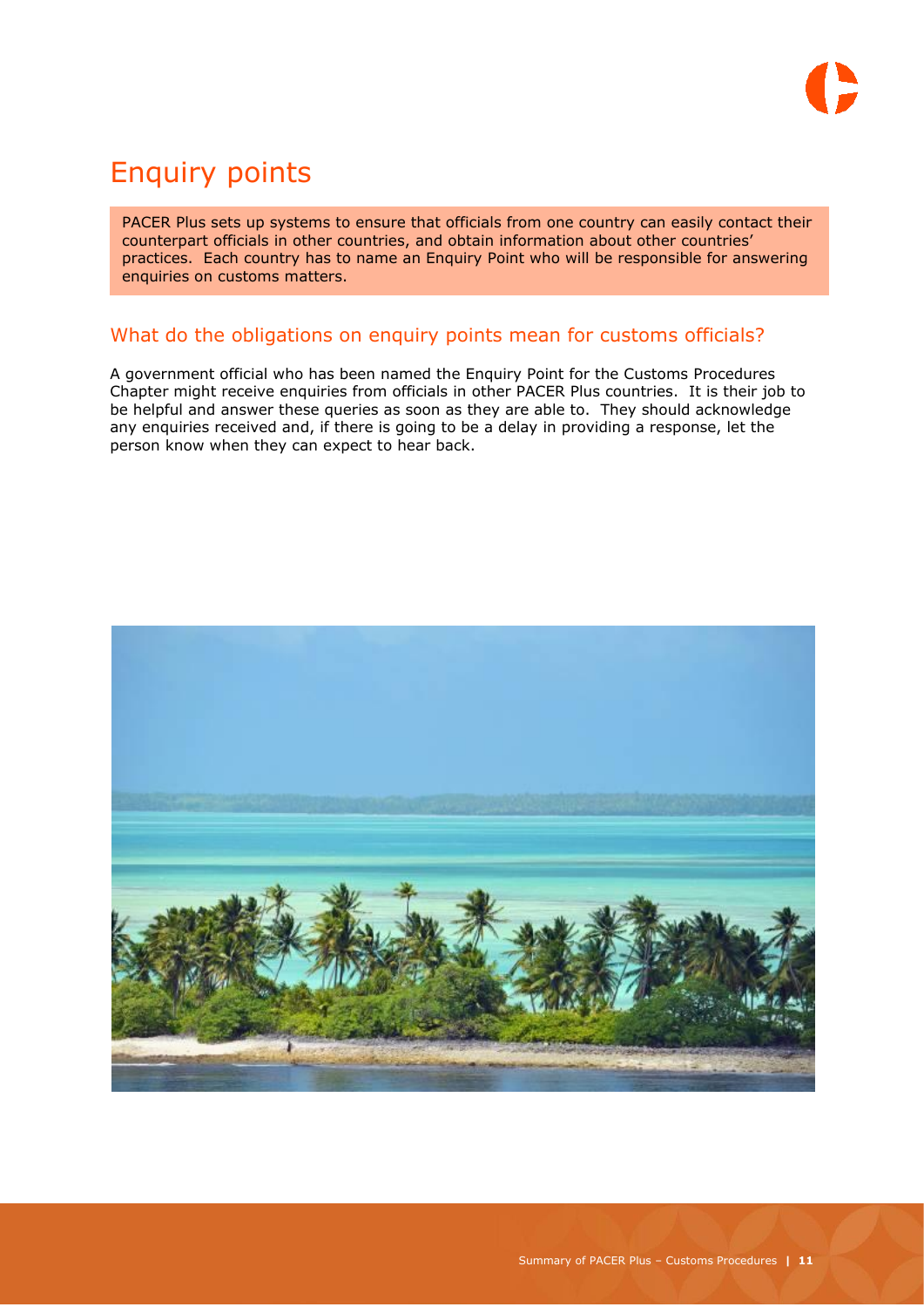# Enquiry points

PACER Plus sets up systems to ensure that officials from one country can easily contact their counterpart officials in other countries, and obtain information about other countries' practices. Each country has to name an Enquiry Point who will be responsible for answering enquiries on customs matters.

## What do the obligations on enquiry points mean for customs officials?

A government official who has been named the Enquiry Point for the Customs Procedures Chapter might receive enquiries from officials in other PACER Plus countries. It is their job to be helpful and answer these queries as soon as they are able to. They should acknowledge any enquiries received and, if there is going to be a delay in providing a response, let the person know when they can expect to hear back.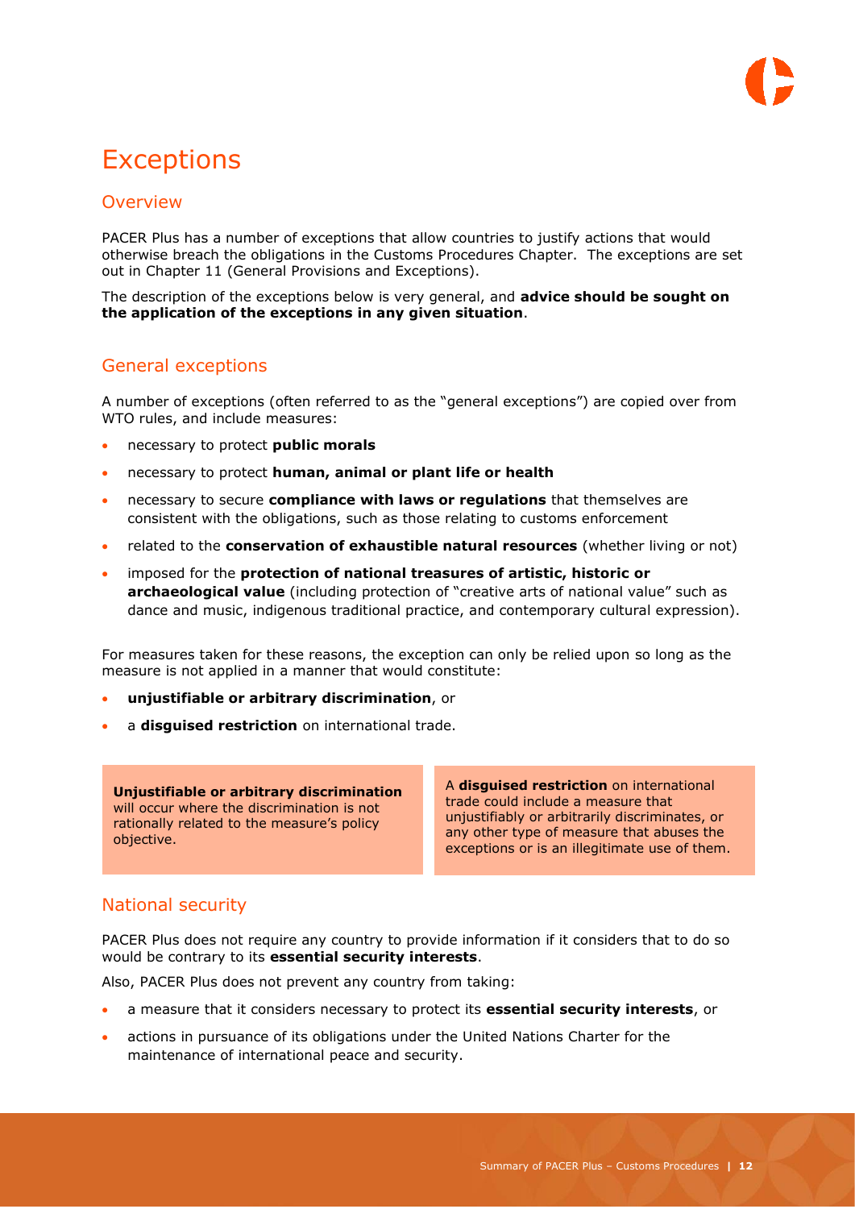# Exceptions

## Overview

PACER Plus has a number of exceptions that allow countries to justify actions that would otherwise breach the obligations in the Customs Procedures Chapter. The exceptions are set out in Chapter 11 (General Provisions and Exceptions).

The description of the exceptions below is very general, and **advice should be sought on the application of the exceptions in any given situation**.

## General exceptions

A number of exceptions (often referred to as the "general exceptions") are copied over from WTO rules, and include measures:

- necessary to protect **public morals**
- necessary to protect **human, animal or plant life or health**
- necessary to secure **compliance with laws or regulations** that themselves are consistent with the obligations, such as those relating to customs enforcement
- related to the **conservation of exhaustible natural resources** (whether living or not)
- imposed for the **protection of national treasures of artistic, historic or archaeological value** (including protection of "creative arts of national value" such as dance and music, indigenous traditional practice, and contemporary cultural expression).

For measures taken for these reasons, the exception can only be relied upon so long as the measure is not applied in a manner that would constitute:

- **unjustifiable or arbitrary discrimination**, or
- a **disguised restriction** on international trade.

**Unjustifiable or arbitrary discrimination** will occur where the discrimination is not rationally related to the measure's policy objective.

A **disguised restriction** on international trade could include a measure that unjustifiably or arbitrarily discriminates, or any other type of measure that abuses the exceptions or is an illegitimate use of them.

## National security

PACER Plus does not require any country to provide information if it considers that to do so would be contrary to its **essential security interests**.

Also, PACER Plus does not prevent any country from taking:

- a measure that it considers necessary to protect its **essential security interests**, or
- actions in pursuance of its obligations under the United Nations Charter for the maintenance of international peace and security.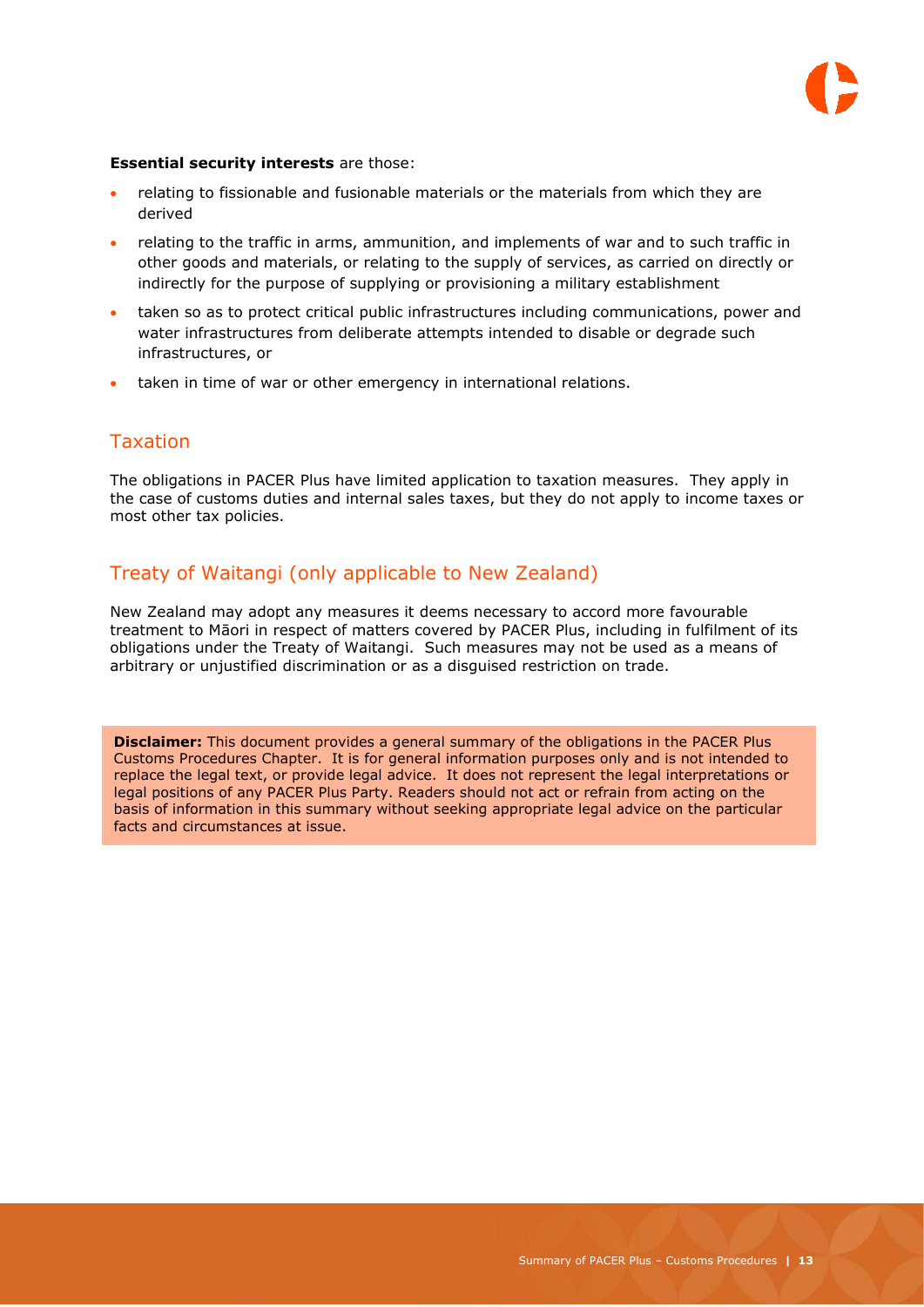**Essential security interests** are those:

- relating to fissionable and fusionable materials or the materials from which they are derived
- relating to the traffic in arms, ammunition, and implements of war and to such traffic in other goods and materials, or relating to the supply of services, as carried on directly or indirectly for the purpose of supplying or provisioning a military establishment
- taken so as to protect critical public infrastructures including communications, power and water infrastructures from deliberate attempts intended to disable or degrade such infrastructures, or
- taken in time of war or other emergency in international relations.

## Taxation

The obligations in PACER Plus have limited application to taxation measures. They apply in the case of customs duties and internal sales taxes, but they do not apply to income taxes or most other tax policies.

## Treaty of Waitangi (only applicable to New Zealand)

New Zealand may adopt any measures it deems necessary to accord more favourable treatment to Māori in respect of matters covered by PACER Plus, including in fulfilment of its obligations under the Treaty of Waitangi. Such measures may not be used as a means of arbitrary or unjustified discrimination or as a disguised restriction on trade.

**Disclaimer:** This document provides a general summary of the obligations in the PACER Plus Customs Procedures Chapter. It is for general information purposes only and is not intended to replace the legal text, or provide legal advice. It does not represent the legal interpretations or legal positions of any PACER Plus Party. Readers should not act or refrain from acting on the basis of information in this summary without seeking appropriate legal advice on the particular facts and circumstances at issue.